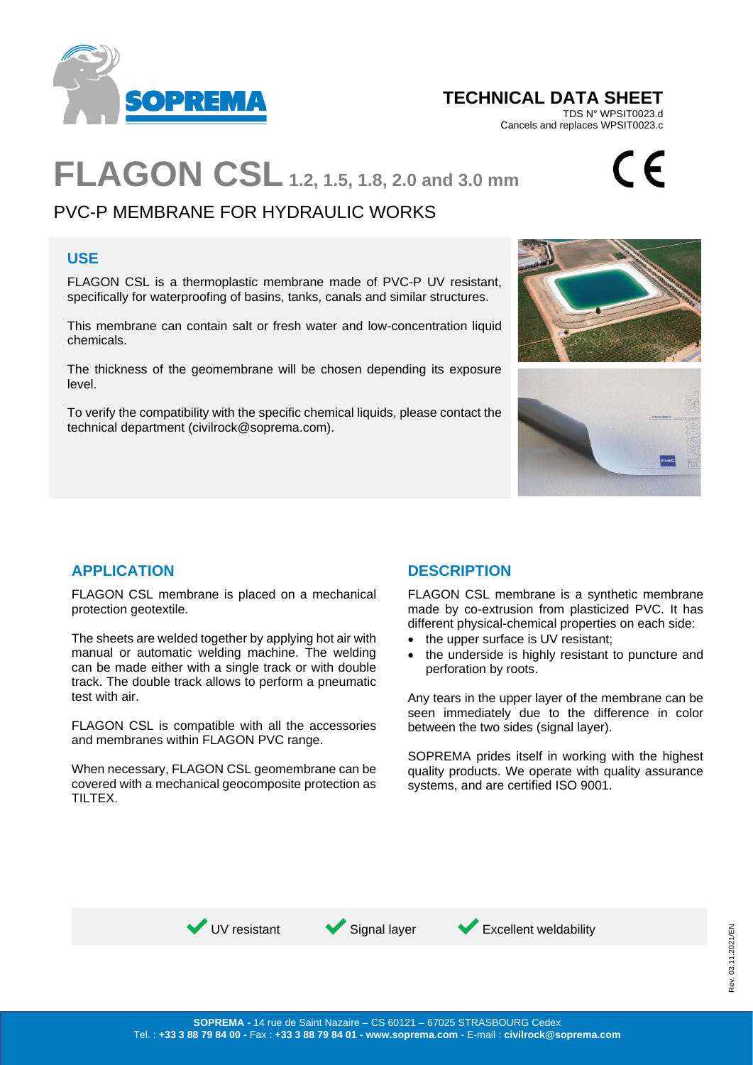# TECHNICAL DATA SHEET

TDS N° WPSIT0023.d
Cancels and replaces WPSIT0023.c

# FLAGON CSL 1.2, 1.5, 1.8, 2.0 and 3.0 mm

CE

## PVC-P MEMBRANE FOR HYDRAULIC WORKS

### USE

FLAGON CSL is a thermoplastic membrane made of PVC-P UV resistant, specifically for waterproofing of basins, tanks, canals and similar structures.

This membrane can contain salt or fresh water and low-concentration liquid chemicals.

The thickness of the geomembrane will be chosen depending its exposure level.

To verify the compatibility with the specific chemical liquids, please contact the technical department (civilrock@soprema.com).

### APPLICATION

FLAGON CSL membrane is placed on a mechanical protection geotextile.

The sheets are welded together by applying hot air with manual or automatic welding machine. The welding can be made either with a single track or with double track. The double track allows to perform a pneumatic test with air.

FLAGON CSL is compatible with all the accessories and membranes within FLAGON PVC range.

When necessary, FLAGON CSL geomembrane can be covered with a mechanical geocomposite protection as TILTEX.

### DESCRIPTION

FLAGON CSL membrane is a synthetic membrane made by co-extrusion from plasticized PVC. It has different physical-chemical properties on each side:

- the upper surface is UV resistant;
- the underside is highly resistant to puncture and perforation by roots.

Any tears in the upper layer of the membrane can be seen immediately due to the difference in color between the two sides (signal layer).

SOPREMA prides itself in working with the highest quality products. We operate with quality assurance systems, and are certified ISO 9001.

✔ UV resistant ✔ Signal layer ✔ Excellent weldability

Rev. 03.11.2021/EN

**SOPREMA -** 14 rue de Saint Nazaire – CS 60121 – 67025 STRASBOURG Cedex
Tel. : **+33 3 88 79 84 00 -** Fax : **+33 3 88 79 84 01 - www.soprema.com** - E-mail : **civilrock@soprema.com**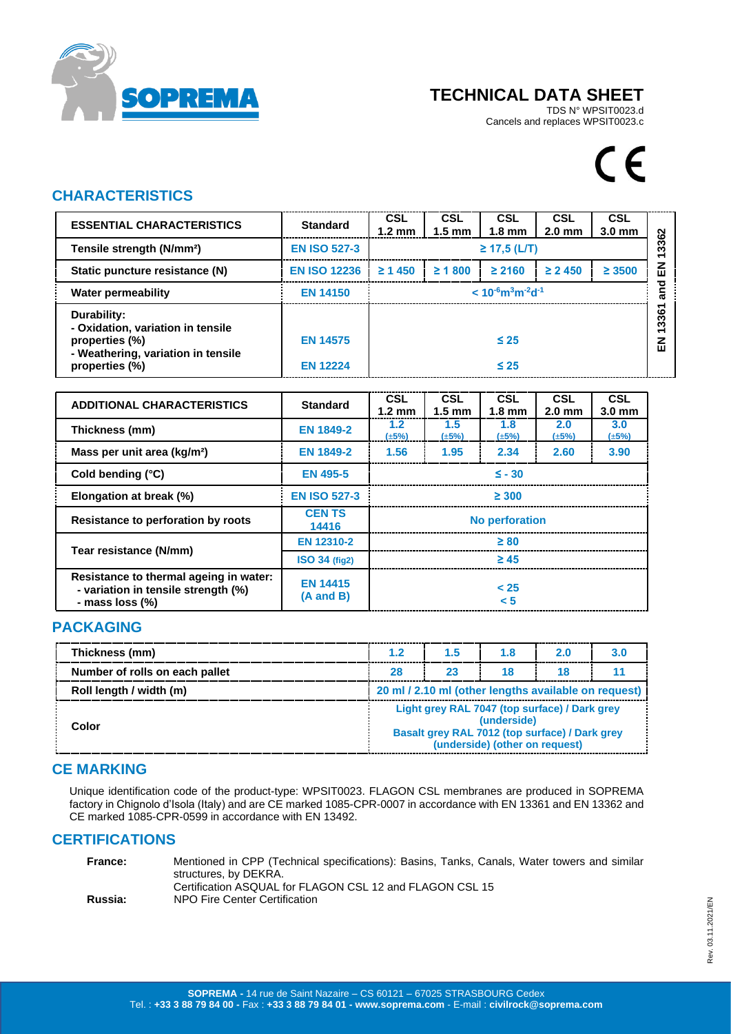# TECHNICAL DATA SHEET

TDS N° WPSIT0023.d
Cancels and replaces WPSIT0023.c

## CHARACTERISTICS

| ESSENTIAL CHARACTERISTICS | Standard | CSL 1.2 mm | CSL 1.5 mm | CSL 1.8 mm | CSL 2.0 mm | CSL 3.0 mm | |
|---|---|---|---|---|---|---|---|
| Tensile strength (N/mm²) | EN ISO 527-3 | ≥ 17,5 (L/T) | | | | | EN 13361 and EN 13362 |
| Static puncture resistance (N) | EN ISO 12236 | ≥ 1 450 | ≥ 1 800 | ≥ 2160 | ≥ 2 450 | ≥ 3500 | |
| Water permeability | EN 14150 | $< 10^{-6} m^3 m^{-2} d^{-1}$ | | | | | |
| Durability: - Oxidation, variation in tensile properties (%) - Weathering, variation in tensile properties (%) | EN 14575 EN 12224 | ≤ 25 ≤ 25 | | | | | |

| ADDITIONAL CHARACTERISTICS | Standard | CSL 1.2 mm | CSL 1.5 mm | CSL 1.8 mm | CSL 2.0 mm | CSL 3.0 mm |
|---|---|---|---|---|---|---|
| Thickness (mm) | EN 1849-2 | 1.2 (±5%) | 1.5 (±5%) | 1.8 (±5%) | 2.0 (±5%) | 3.0 (±5%) |
| Mass per unit area (kg/m²) | EN 1849-2 | 1.56 | 1.95 | 2.34 | 2.60 | 3.90 |
| Cold bending (°C) | EN 495-5 | ≤ - 30 | | | | |
| Elongation at break (%) | EN ISO 527-3 | ≥ 300 | | | | |
| Resistance to perforation by roots | CEN TS 14416 | No perforation | | | | |
| Tear resistance (N/mm) | EN 12310-2 | ≥ 80 | | | | |
| | ISO 34 (fig2) | ≥ 45 | | | | |
| Resistance to thermal ageing in water: - variation in tensile strength (%) - mass loss (%) | EN 14415 (A and B) | < 25 < 5 | | | | |

## PACKAGING

| Thickness (mm) | 1.2 | 1.5 | 1.8 | 2.0 | 3.0 |
|---|---|---|---|---|---|
| Number of rolls on each pallet | 28 | 23 | 18 | 18 | 11 |
| Roll length / width (m) | 20 ml / 2.10 ml (other lengths available on request) | | | | |
| Color | Light grey RAL 7047 (top surface) / Dark grey (underside) Basalt grey RAL 7012 (top surface) / Dark grey (underside) (other on request) | | | | |

## CE MARKING

Unique identification code of the product-type: WPSIT0023. FLAGON CSL membranes are produced in SOPREMA factory in Chignolo d'Isola (Italy) and are CE marked 1085-CPR-0007 in accordance with EN 13361 and EN 13362 and CE marked 1085-CPR-0599 in accordance with EN 13492.

## CERTIFICATIONS

**France:** Mentioned in CPP (Technical specifications): Basins, Tanks, Canals, Water towers and similar structures, by DEKRA.
Certification ASQUAL for FLAGON CSL 12 and FLAGON CSL 15

**Russia:** NPO Fire Center Certification

Rev. 03.11.2021/EN

**SOPREMA** - 14 rue de Saint Nazaire – CS 60121 – 67025 STRASBOURG Cedex
Tel. : **+33 3 88 79 84 00** - Fax : **+33 3 88 79 84 01** - **www.soprema.com** - E-mail : **civilrock@soprema.com**